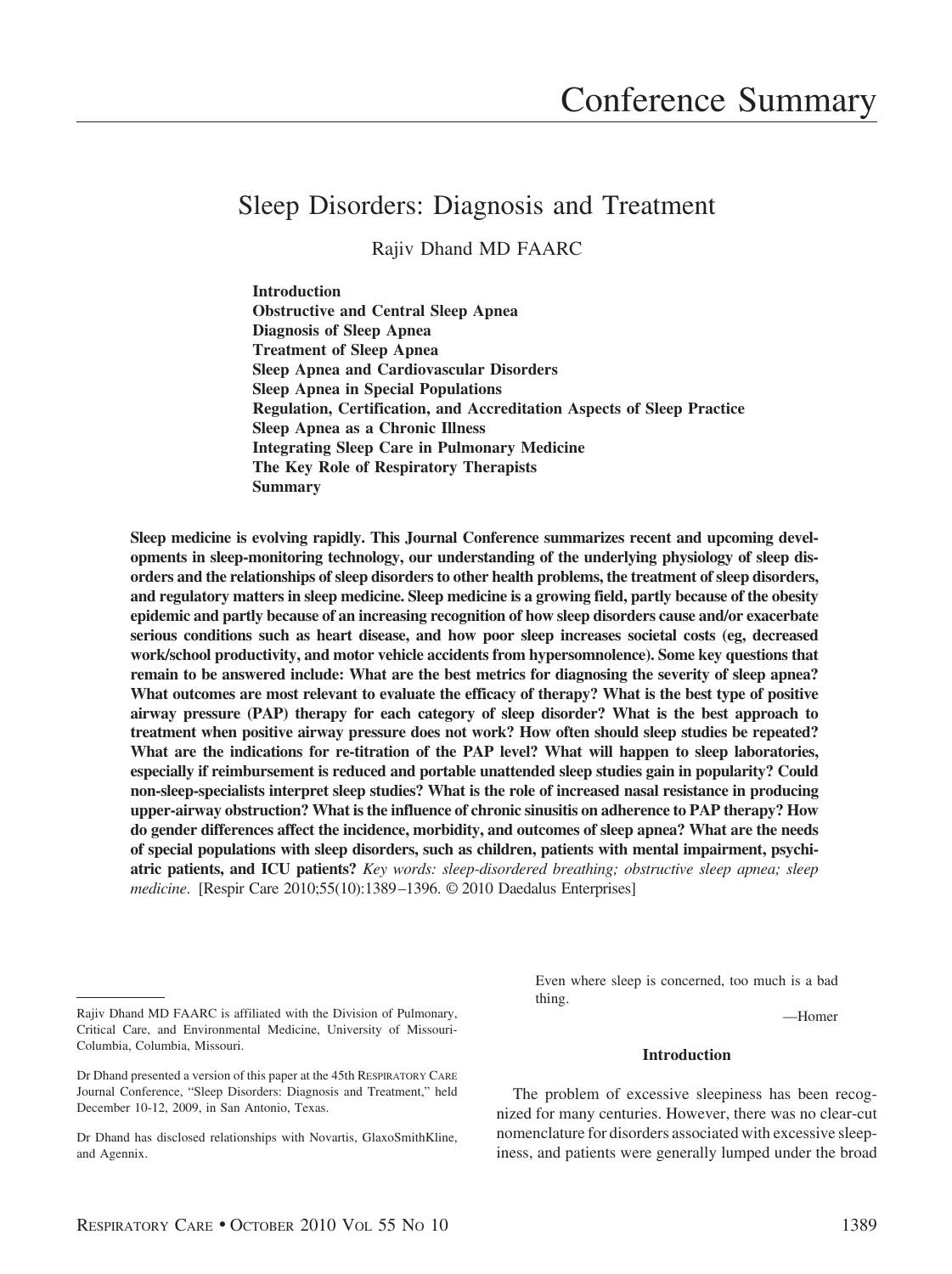# Conference Summary

## Sleep Disorders: Diagnosis and Treatment

Rajiv Dhand MD FAARC

**Introduction**
**Obstructive and Central Sleep Apnea**
**Diagnosis of Sleep Apnea**
**Treatment of Sleep Apnea**
**Sleep Apnea and Cardiovascular Disorders**
**Sleep Apnea in Special Populations**
**Regulation, Certification, and Accreditation Aspects of Sleep Practice**
**Sleep Apnea as a Chronic Illness**
**Integrating Sleep Care in Pulmonary Medicine**
**The Key Role of Respiratory Therapists**
**Summary**

**Sleep medicine is evolving rapidly. This Journal Conference summarizes recent and upcoming developments in sleep-monitoring technology, our understanding of the underlying physiology of sleep disorders and the relationships of sleep disorders to other health problems, the treatment of sleep disorders, and regulatory matters in sleep medicine. Sleep medicine is a growing field, partly because of the obesity epidemic and partly because of an increasing recognition of how sleep disorders cause and/or exacerbate serious conditions such as heart disease, and how poor sleep increases societal costs (eg, decreased work/school productivity, and motor vehicle accidents from hypersomnolence). Some key questions that remain to be answered include: What are the best metrics for diagnosing the severity of sleep apnea? What outcomes are most relevant to evaluate the efficacy of therapy? What is the best type of positive airway pressure (PAP) therapy for each category of sleep disorder? What is the best approach to treatment when positive airway pressure does not work? How often should sleep studies be repeated? What are the indications for re-titration of the PAP level? What will happen to sleep laboratories, especially if reimbursement is reduced and portable unattended sleep studies gain in popularity? Could non-sleep-specialists interpret sleep studies? What is the role of increased nasal resistance in producing upper-airway obstruction? What is the influence of chronic sinusitis on adherence to PAP therapy? How do gender differences affect the incidence, morbidity, and outcomes of sleep apnea? What are the needs of special populations with sleep disorders, such as children, patients with mental impairment, psychiatric patients, and ICU patients?** *Key words: sleep-disordered breathing; obstructive sleep apnea; sleep medicine*. [Respir Care 2010;55(10):1389–1396. © 2010 Daedalus Enterprises]

Rajiv Dhand MD FAARC is affiliated with the Division of Pulmonary, Critical Care, and Environmental Medicine, University of Missouri-Columbia, Columbia, Missouri.

Dr Dhand presented a version of this paper at the 45th RESPIRATORY CARE Journal Conference, "Sleep Disorders: Diagnosis and Treatment," held December 10-12, 2009, in San Antonio, Texas.

Dr Dhand has disclosed relationships with Novartis, GlaxoSmithKline, and Agennix.

> Even where sleep is concerned, too much is a bad thing.
>
> —Homer

### Introduction

The problem of excessive sleepiness has been recognized for many centuries. However, there was no clear-cut nomenclature for disorders associated with excessive sleepiness, and patients were generally lumped under the broad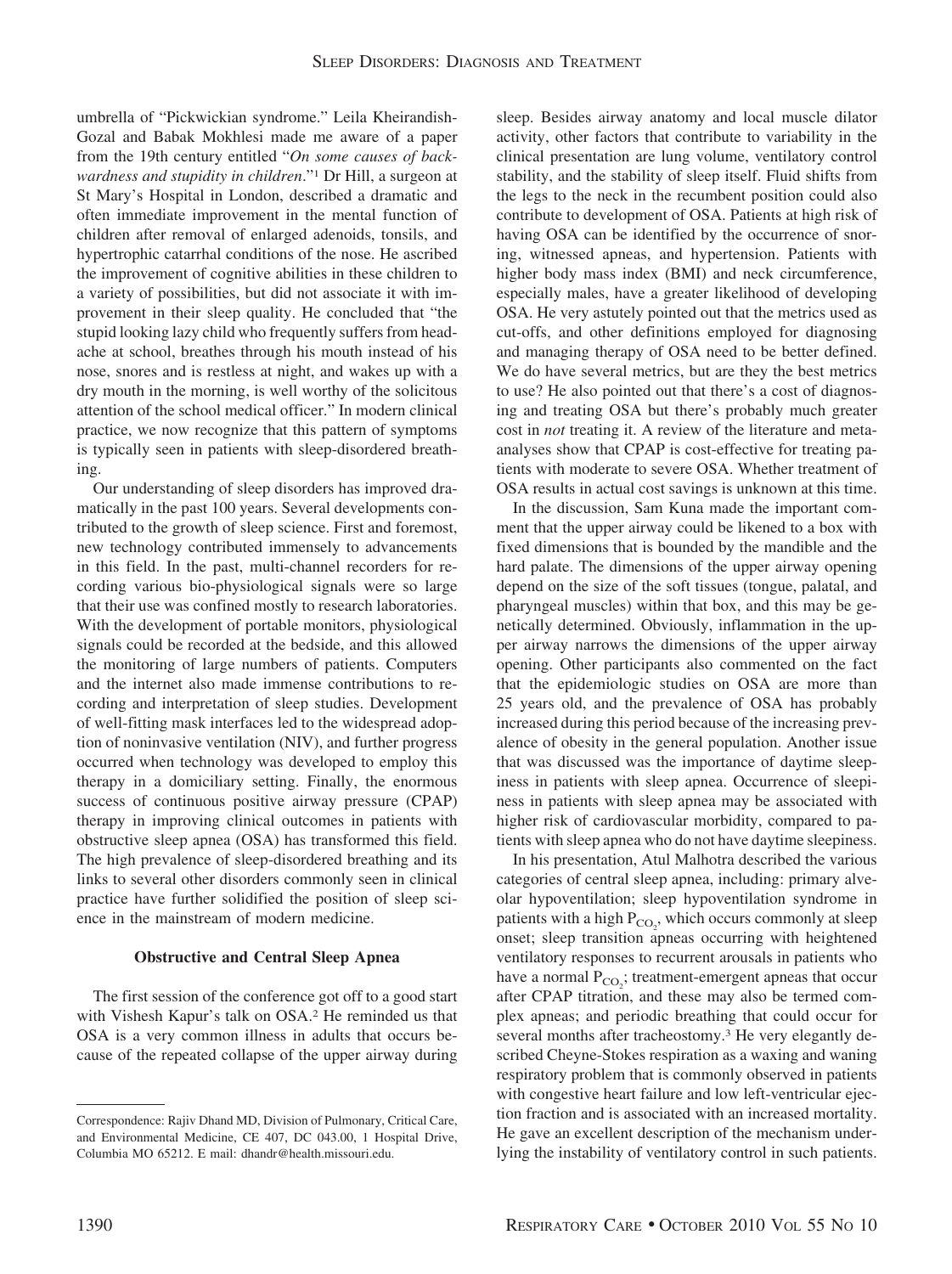umbrella of "Pickwickian syndrome." Leila Kheirandish-Gozal and Babak Mokhlesi made me aware of a paper from the 19th century entitled "*On some causes of backwardness and stupidity in children*."[1] Dr Hill, a surgeon at St Mary's Hospital in London, described a dramatic and often immediate improvement in the mental function of children after removal of enlarged adenoids, tonsils, and hypertrophic catarrhal conditions of the nose. He ascribed the improvement of cognitive abilities in these children to a variety of possibilities, but did not associate it with improvement in their sleep quality. He concluded that "the stupid looking lazy child who frequently suffers from headache at school, breathes through his mouth instead of his nose, snores and is restless at night, and wakes up with a dry mouth in the morning, is well worthy of the solicitous attention of the school medical officer." In modern clinical practice, we now recognize that this pattern of symptoms is typically seen in patients with sleep-disordered breathing.

Our understanding of sleep disorders has improved dramatically in the past 100 years. Several developments contributed to the growth of sleep science. First and foremost, new technology contributed immensely to advancements in this field. In the past, multi-channel recorders for recording various bio-physiological signals were so large that their use was confined mostly to research laboratories. With the development of portable monitors, physiological signals could be recorded at the bedside, and this allowed the monitoring of large numbers of patients. Computers and the internet also made immense contributions to recording and interpretation of sleep studies. Development of well-fitting mask interfaces led to the widespread adoption of noninvasive ventilation (NIV), and further progress occurred when technology was developed to employ this therapy in a domiciliary setting. Finally, the enormous success of continuous positive airway pressure (CPAP) therapy in improving clinical outcomes in patients with obstructive sleep apnea (OSA) has transformed this field. The high prevalence of sleep-disordered breathing and its links to several other disorders commonly seen in clinical practice have further solidified the position of sleep science in the mainstream of modern medicine.

## Obstructive and Central Sleep Apnea

The first session of the conference got off to a good start with Vishesh Kapur's talk on OSA.[2] He reminded us that OSA is a very common illness in adults that occurs because of the repeated collapse of the upper airway during sleep. Besides airway anatomy and local muscle dilator activity, other factors that contribute to variability in the clinical presentation are lung volume, ventilatory control stability, and the stability of sleep itself. Fluid shifts from the legs to the neck in the recumbent position could also contribute to development of OSA. Patients at high risk of having OSA can be identified by the occurrence of snoring, witnessed apneas, and hypertension. Patients with higher body mass index (BMI) and neck circumference, especially males, have a greater likelihood of developing OSA. He very astutely pointed out that the metrics used as cut-offs, and other definitions employed for diagnosing and managing therapy of OSA need to be better defined. We do have several metrics, but are they the best metrics to use? He also pointed out that there's a cost of diagnosing and treating OSA but there's probably much greater cost in *not* treating it. A review of the literature and meta-analyses show that CPAP is cost-effective for treating patients with moderate to severe OSA. Whether treatment of OSA results in actual cost savings is unknown at this time.

In the discussion, Sam Kuna made the important comment that the upper airway could be likened to a box with fixed dimensions that is bounded by the mandible and the hard palate. The dimensions of the upper airway opening depend on the size of the soft tissues (tongue, palatal, and pharyngeal muscles) within that box, and this may be genetically determined. Obviously, inflammation in the upper airway narrows the dimensions of the upper airway opening. Other participants also commented on the fact that the epidemiologic studies on OSA are more than 25 years old, and the prevalence of OSA has probably increased during this period because of the increasing prevalence of obesity in the general population. Another issue that was discussed was the importance of daytime sleepiness in patients with sleep apnea. Occurrence of sleepiness in patients with sleep apnea may be associated with higher risk of cardiovascular morbidity, compared to patients with sleep apnea who do not have daytime sleepiness.

In his presentation, Atul Malhotra described the various categories of central sleep apnea, including: primary alveolar hypoventilation; sleep hypoventilation syndrome in patients with a high $P_{CO_2}$, which occurs commonly at sleep onset; sleep transition apneas occurring with heightened ventilatory responses to recurrent arousals in patients who have a normal $P_{CO_2}$; treatment-emergent apneas that occur after CPAP titration, and these may also be termed complex apneas; and periodic breathing that could occur for several months after tracheostomy.[3] He very elegantly described Cheyne-Stokes respiration as a waxing and waning respiratory problem that is commonly observed in patients with congestive heart failure and low left-ventricular ejection fraction and is associated with an increased mortality. He gave an excellent description of the mechanism underlying the instability of ventilatory control in such patients.

Correspondence: Rajiv Dhand MD, Division of Pulmonary, Critical Care, and Environmental Medicine, CE 407, DC 043.00, 1 Hospital Drive, Columbia MO 65212. E mail: dhandr@health.missouri.edu.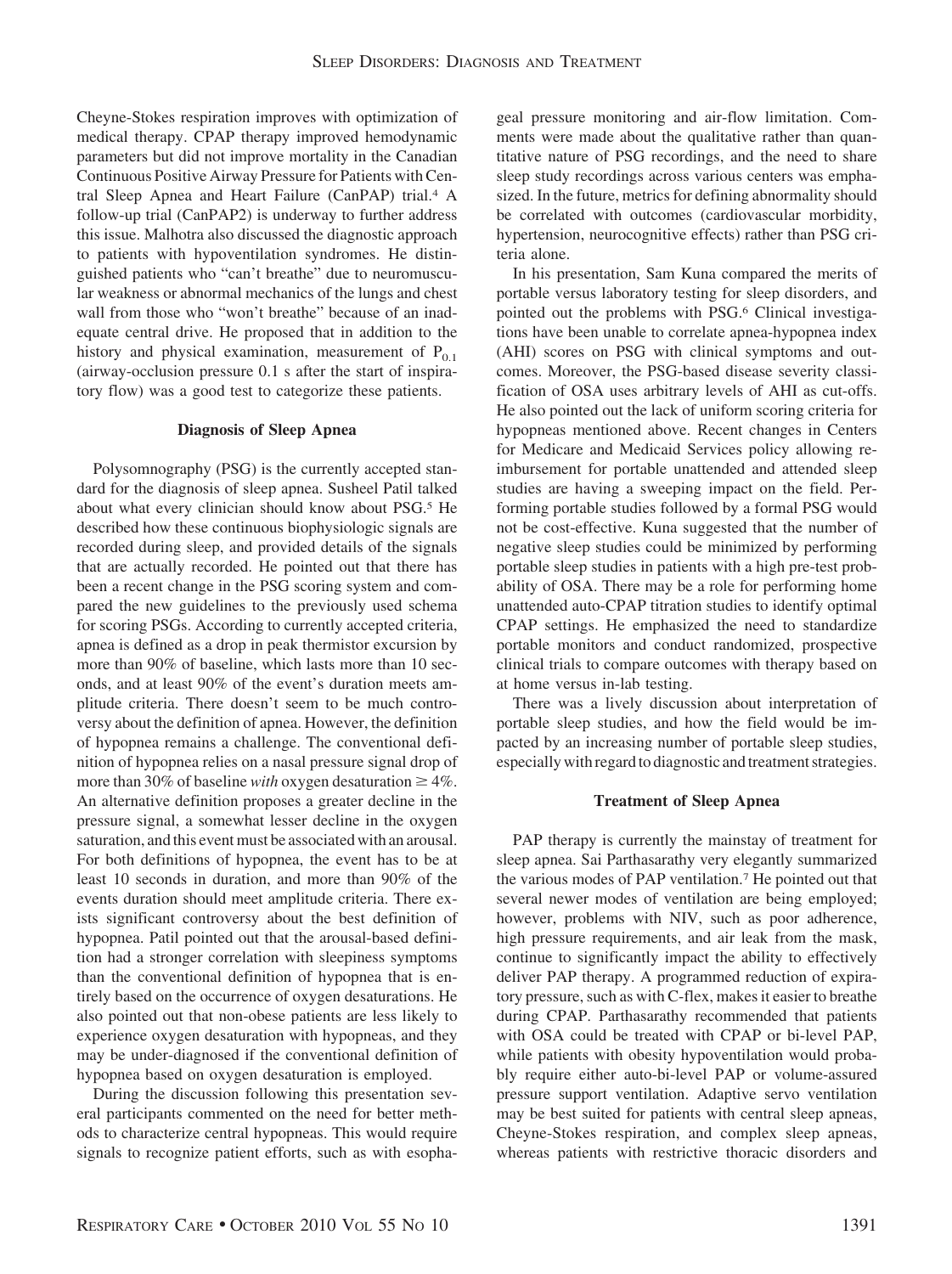Cheyne-Stokes respiration improves with optimization of medical therapy. CPAP therapy improved hemodynamic parameters but did not improve mortality in the Canadian Continuous Positive Airway Pressure for Patients with Central Sleep Apnea and Heart Failure (CanPAP) trial.[4] A follow-up trial (CanPAP2) is underway to further address this issue. Malhotra also discussed the diagnostic approach to patients with hypoventilation syndromes. He distinguished patients who "can't breathe" due to neuromuscular weakness or abnormal mechanics of the lungs and chest wall from those who "won't breathe" because of an inadequate central drive. He proposed that in addition to the history and physical examination, measurement of $P_{0.1}$ (airway-occlusion pressure 0.1 s after the start of inspiratory flow) was a good test to categorize these patients.

### Diagnosis of Sleep Apnea

Polysomnography (PSG) is the currently accepted standard for the diagnosis of sleep apnea. Susheel Patil talked about what every clinician should know about PSG.[5] He described how these continuous biophysiologic signals are recorded during sleep, and provided details of the signals that are actually recorded. He pointed out that there has been a recent change in the PSG scoring system and compared the new guidelines to the previously used schema for scoring PSGs. According to currently accepted criteria, apnea is defined as a drop in peak thermistor excursion by more than 90% of baseline, which lasts more than 10 seconds, and at least 90% of the event's duration meets amplitude criteria. There doesn't seem to be much controversy about the definition of apnea. However, the definition of hypopnea remains a challenge. The conventional definition of hypopnea relies on a nasal pressure signal drop of more than 30% of baseline *with* oxygen desaturation ≥ 4%. An alternative definition proposes a greater decline in the pressure signal, a somewhat lesser decline in the oxygen saturation, and this event must be associated with an arousal. For both definitions of hypopnea, the event has to be at least 10 seconds in duration, and more than 90% of the events duration should meet amplitude criteria. There exists significant controversy about the best definition of hypopnea. Patil pointed out that the arousal-based definition had a stronger correlation with sleepiness symptoms than the conventional definition of hypopnea that is entirely based on the occurrence of oxygen desaturations. He also pointed out that non-obese patients are less likely to experience oxygen desaturation with hypopneas, and they may be under-diagnosed if the conventional definition of hypopnea based on oxygen desaturation is employed.

During the discussion following this presentation several participants commented on the need for better methods to characterize central hypopneas. This would require signals to recognize patient efforts, such as with esophageal pressure monitoring and air-flow limitation. Comments were made about the qualitative rather than quantitative nature of PSG recordings, and the need to share sleep study recordings across various centers was emphasized. In the future, metrics for defining abnormality should be correlated with outcomes (cardiovascular morbidity, hypertension, neurocognitive effects) rather than PSG criteria alone.

In his presentation, Sam Kuna compared the merits of portable versus laboratory testing for sleep disorders, and pointed out the problems with PSG.[6] Clinical investigations have been unable to correlate apnea-hypopnea index (AHI) scores on PSG with clinical symptoms and outcomes. Moreover, the PSG-based disease severity classification of OSA uses arbitrary levels of AHI as cut-offs. He also pointed out the lack of uniform scoring criteria for hypopneas mentioned above. Recent changes in Centers for Medicare and Medicaid Services policy allowing reimbursement for portable unattended and attended sleep studies are having a sweeping impact on the field. Performing portable studies followed by a formal PSG would not be cost-effective. Kuna suggested that the number of negative sleep studies could be minimized by performing portable sleep studies in patients with a high pre-test probability of OSA. There may be a role for performing home unattended auto-CPAP titration studies to identify optimal CPAP settings. He emphasized the need to standardize portable monitors and conduct randomized, prospective clinical trials to compare outcomes with therapy based on at home versus in-lab testing.

There was a lively discussion about interpretation of portable sleep studies, and how the field would be impacted by an increasing number of portable sleep studies, especially with regard to diagnostic and treatment strategies.

### Treatment of Sleep Apnea

PAP therapy is currently the mainstay of treatment for sleep apnea. Sai Parthasarathy very elegantly summarized the various modes of PAP ventilation.[7] He pointed out that several newer modes of ventilation are being employed; however, problems with NIV, such as poor adherence, high pressure requirements, and air leak from the mask, continue to significantly impact the ability to effectively deliver PAP therapy. A programmed reduction of expiratory pressure, such as with C-flex, makes it easier to breathe during CPAP. Parthasarathy recommended that patients with OSA could be treated with CPAP or bi-level PAP, while patients with obesity hypoventilation would probably require either auto-bi-level PAP or volume-assured pressure support ventilation. Adaptive servo ventilation may be best suited for patients with central sleep apneas, Cheyne-Stokes respiration, and complex sleep apneas, whereas patients with restrictive thoracic disorders and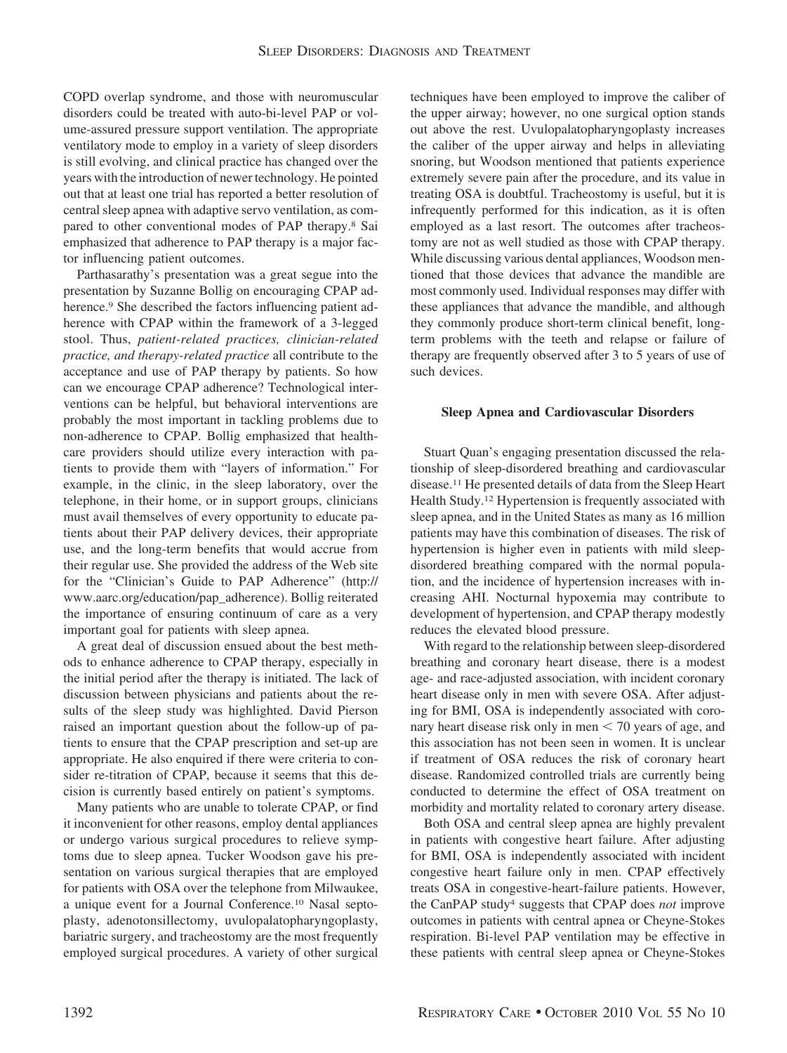COPD overlap syndrome, and those with neuromuscular disorders could be treated with auto-bi-level PAP or volume-assured pressure support ventilation. The appropriate ventilatory mode to employ in a variety of sleep disorders is still evolving, and clinical practice has changed over the years with the introduction of newer technology. He pointed out that at least one trial has reported a better resolution of central sleep apnea with adaptive servo ventilation, as compared to other conventional modes of PAP therapy.[8] Sai emphasized that adherence to PAP therapy is a major factor influencing patient outcomes.

Parthasarathy's presentation was a great segue into the presentation by Suzanne Bollig on encouraging CPAP adherence.[9] She described the factors influencing patient adherence with CPAP within the framework of a 3-legged stool. Thus, *patient-related practices, clinician-related practice, and therapy-related practice* all contribute to the acceptance and use of PAP therapy by patients. So how can we encourage CPAP adherence? Technological interventions can be helpful, but behavioral interventions are probably the most important in tackling problems due to non-adherence to CPAP. Bollig emphasized that healthcare providers should utilize every interaction with patients to provide them with "layers of information." For example, in the clinic, in the sleep laboratory, over the telephone, in their home, or in support groups, clinicians must avail themselves of every opportunity to educate patients about their PAP delivery devices, their appropriate use, and the long-term benefits that would accrue from their regular use. She provided the address of the Web site for the "Clinician's Guide to PAP Adherence" (http://www.aarc.org/education/pap_adherence). Bollig reiterated the importance of ensuring continuum of care as a very important goal for patients with sleep apnea.

A great deal of discussion ensued about the best methods to enhance adherence to CPAP therapy, especially in the initial period after the therapy is initiated. The lack of discussion between physicians and patients about the results of the sleep study was highlighted. David Pierson raised an important question about the follow-up of patients to ensure that the CPAP prescription and set-up are appropriate. He also enquired if there were criteria to consider re-titration of CPAP, because it seems that this decision is currently based entirely on patient's symptoms.

Many patients who are unable to tolerate CPAP, or find it inconvenient for other reasons, employ dental appliances or undergo various surgical procedures to relieve symptoms due to sleep apnea. Tucker Woodson gave his presentation on various surgical therapies that are employed for patients with OSA over the telephone from Milwaukee, a unique event for a Journal Conference.[10] Nasal septoplasty, adenotonsillectomy, uvulopalatopharyngoplasty, bariatric surgery, and tracheostomy are the most frequently employed surgical procedures. A variety of other surgical techniques have been employed to improve the caliber of the upper airway; however, no one surgical option stands out above the rest. Uvulopalatopharyngoplasty increases the caliber of the upper airway and helps in alleviating snoring, but Woodson mentioned that patients experience extremely severe pain after the procedure, and its value in treating OSA is doubtful. Tracheostomy is useful, but it is infrequently performed for this indication, as it is often employed as a last resort. The outcomes after tracheostomy are not as well studied as those with CPAP therapy. While discussing various dental appliances, Woodson mentioned that those devices that advance the mandible are most commonly used. Individual responses may differ with these appliances that advance the mandible, and although they commonly produce short-term clinical benefit, long-term problems with the teeth and relapse or failure of therapy are frequently observed after 3 to 5 years of use of such devices.

### Sleep Apnea and Cardiovascular Disorders

Stuart Quan's engaging presentation discussed the relationship of sleep-disordered breathing and cardiovascular disease.[11] He presented details of data from the Sleep Heart Health Study.[12] Hypertension is frequently associated with sleep apnea, and in the United States as many as 16 million patients may have this combination of diseases. The risk of hypertension is higher even in patients with mild sleep-disordered breathing compared with the normal population, and the incidence of hypertension increases with increasing AHI. Nocturnal hypoxemia may contribute to development of hypertension, and CPAP therapy modestly reduces the elevated blood pressure.

With regard to the relationship between sleep-disordered breathing and coronary heart disease, there is a modest age- and race-adjusted association, with incident coronary heart disease only in men with severe OSA. After adjusting for BMI, OSA is independently associated with coronary heart disease risk only in men < 70 years of age, and this association has not been seen in women. It is unclear if treatment of OSA reduces the risk of coronary heart disease. Randomized controlled trials are currently being conducted to determine the effect of OSA treatment on morbidity and mortality related to coronary artery disease.

Both OSA and central sleep apnea are highly prevalent in patients with congestive heart failure. After adjusting for BMI, OSA is independently associated with incident congestive heart failure only in men. CPAP effectively treats OSA in congestive-heart-failure patients. However, the CanPAP study[4] suggests that CPAP does *not* improve outcomes in patients with central apnea or Cheyne-Stokes respiration. Bi-level PAP ventilation may be effective in these patients with central sleep apnea or Cheyne-Stokes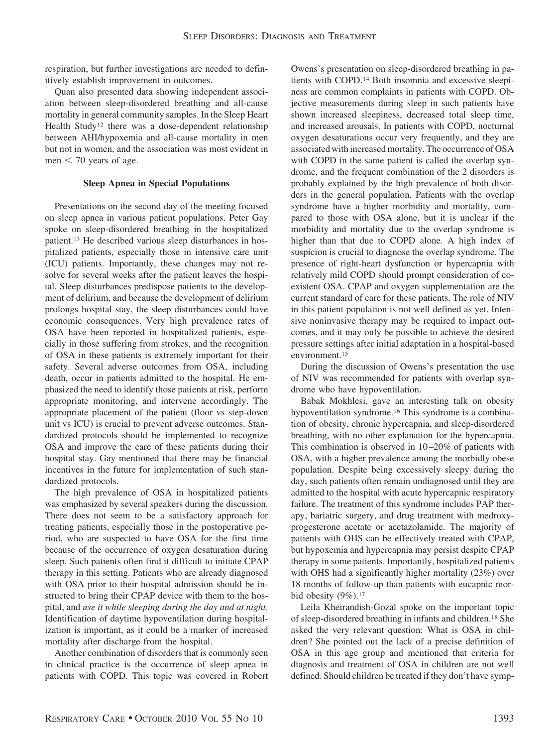respiration, but further investigations are needed to definitively establish improvement in outcomes.

Quan also presented data showing independent association between sleep-disordered breathing and all-cause mortality in general community samples. In the Sleep Heart Health Study[12] there was a dose-dependent relationship between AHI/hypoxemia and all-cause mortality in men but not in women, and the association was most evident in men < 70 years of age.

### Sleep Apnea in Special Populations

Presentations on the second day of the meeting focused on sleep apnea in various patient populations. Peter Gay spoke on sleep-disordered breathing in the hospitalized patient.[13] He described various sleep disturbances in hospitalized patients, especially those in intensive care unit (ICU) patients. Importantly, these changes may not resolve for several weeks after the patient leaves the hospital. Sleep disturbances predispose patients to the development of delirium, and because the development of delirium prolongs hospital stay, the sleep disturbances could have economic consequences. Very high prevalence rates of OSA have been reported in hospitalized patients, especially in those suffering from strokes, and the recognition of OSA in these patients is extremely important for their safety. Several adverse outcomes from OSA, including death, occur in patients admitted to the hospital. He emphasized the need to identify those patients at risk, perform appropriate monitoring, and intervene accordingly. The appropriate placement of the patient (floor vs step-down unit vs ICU) is crucial to prevent adverse outcomes. Standardized protocols should be implemented to recognize OSA and improve the care of these patients during their hospital stay. Gay mentioned that there may be financial incentives in the future for implementation of such standardized protocols.

The high prevalence of OSA in hospitalized patients was emphasized by several speakers during the discussion. There does not seem to be a satisfactory approach for treating patients, especially those in the postoperative period, who are suspected to have OSA for the first time because of the occurrence of oxygen desaturation during sleep. Such patients often find it difficult to initiate CPAP therapy in this setting. Patients who are already diagnosed with OSA prior to their hospital admission should be instructed to bring their CPAP device with them to the hospital, and *use it while sleeping during the day and at night*. Identification of daytime hypoventilation during hospitalization is important, as it could be a marker of increased mortality after discharge from the hospital.

Another combination of disorders that is commonly seen in clinical practice is the occurrence of sleep apnea in patients with COPD. This topic was covered in Robert Owens's presentation on sleep-disordered breathing in patients with COPD.[14] Both insomnia and excessive sleepiness are common complaints in patients with COPD. Objective measurements during sleep in such patients have shown increased sleepiness, decreased total sleep time, and increased arousals. In patients with COPD, nocturnal oxygen desaturations occur very frequently, and they are associated with increased mortality. The occurrence of OSA with COPD in the same patient is called the overlap syndrome, and the frequent combination of the 2 disorders is probably explained by the high prevalence of both disorders in the general population. Patients with the overlap syndrome have a higher morbidity and mortality, compared to those with OSA alone, but it is unclear if the morbidity and mortality due to the overlap syndrome is higher than that due to COPD alone. A high index of suspicion is crucial to diagnose the overlap syndrome. The presence of right-heart dysfunction or hypercapnia with relatively mild COPD should prompt consideration of coexistent OSA. CPAP and oxygen supplementation are the current standard of care for these patients. The role of NIV in this patient population is not well defined as yet. Intensive noninvasive therapy may be required to impact outcomes, and it may only be possible to achieve the desired pressure settings after initial adaptation in a hospital-based environment.[15]

During the discussion of Owens's presentation the use of NIV was recommended for patients with overlap syndrome who have hypoventilation.

Babak Mokhlesi, gave an interesting talk on obesity hypoventilation syndrome.[16] This syndrome is a combination of obesity, chronic hypercapnia, and sleep-disordered breathing, with no other explanation for the hypercapnia. This combination is observed in 10–20% of patients with OSA, with a higher prevalence among the morbidly obese population. Despite being excessively sleepy during the day, such patients often remain undiagnosed until they are admitted to the hospital with acute hypercapnic respiratory failure. The treatment of this syndrome includes PAP therapy, bariatric surgery, and drug treatment with medroxyprogesterone acetate or acetazolamide. The majority of patients with OHS can be effectively treated with CPAP, but hypoxemia and hypercapnia may persist despite CPAP therapy in some patients. Importantly, hospitalized patients with OHS had a significantly higher mortality (23%) over 18 months of follow-up than patients with eucapnic morbid obesity (9%).[17]

Leila Kheirandish-Gozal spoke on the important topic of sleep-disordered breathing in infants and children.[18] She asked the very relevant question: What is OSA in children? She pointed out the lack of a precise definition of OSA in this age group and mentioned that criteria for diagnosis and treatment of OSA in children are not well defined. Should children be treated if they don't have symp-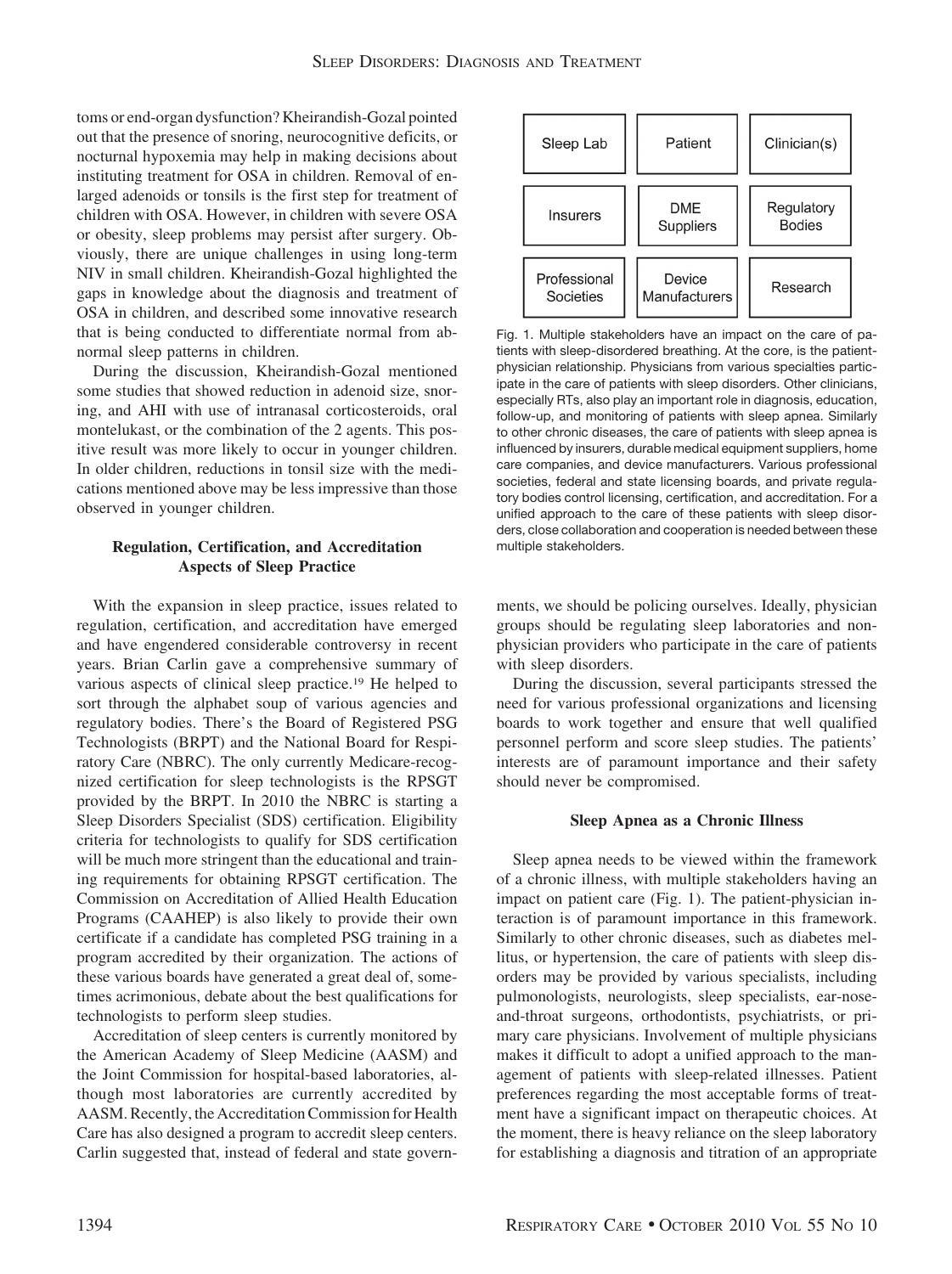toms or end-organ dysfunction? Kheirandish-Gozal pointed out that the presence of snoring, neurocognitive deficits, or nocturnal hypoxemia may help in making decisions about instituting treatment for OSA in children. Removal of enlarged adenoids or tonsils is the first step for treatment of children with OSA. However, in children with severe OSA or obesity, sleep problems may persist after surgery. Obviously, there are unique challenges in using long-term NIV in small children. Kheirandish-Gozal highlighted the gaps in knowledge about the diagnosis and treatment of OSA in children, and described some innovative research that is being conducted to differentiate normal from abnormal sleep patterns in children.

During the discussion, Kheirandish-Gozal mentioned some studies that showed reduction in adenoid size, snoring, and AHI with use of intranasal corticosteroids, oral montelukast, or the combination of the 2 agents. This positive result was more likely to occur in younger children. In older children, reductions in tonsil size with the medications mentioned above may be less impressive than those observed in younger children.

### Regulation, Certification, and Accreditation Aspects of Sleep Practice

With the expansion in sleep practice, issues related to regulation, certification, and accreditation have emerged and have engendered considerable controversy in recent years. Brian Carlin gave a comprehensive summary of various aspects of clinical sleep practice.[19] He helped to sort through the alphabet soup of various agencies and regulatory bodies. There's the Board of Registered PSG Technologists (BRPT) and the National Board for Respiratory Care (NBRC). The only currently Medicare-recognized certification for sleep technologists is the RPSGT provided by the BRPT. In 2010 the NBRC is starting a Sleep Disorders Specialist (SDS) certification. Eligibility criteria for technologists to qualify for SDS certification will be much more stringent than the educational and training requirements for obtaining RPSGT certification. The Commission on Accreditation of Allied Health Education Programs (CAAHEP) is also likely to provide their own certificate if a candidate has completed PSG training in a program accredited by their organization. The actions of these various boards have generated a great deal of, sometimes acrimonious, debate about the best qualifications for technologists to perform sleep studies.

Accreditation of sleep centers is currently monitored by the American Academy of Sleep Medicine (AASM) and the Joint Commission for hospital-based laboratories, although most laboratories are currently accredited by AASM. Recently, the Accreditation Commission for Health Care has also designed a program to accredit sleep centers. Carlin suggested that, instead of federal and state governments, we should be policing ourselves. Ideally, physician groups should be regulating sleep laboratories and non-physician providers who participate in the care of patients with sleep disorders.

During the discussion, several participants stressed the need for various professional organizations and licensing boards to work together and ensure that well qualified personnel perform and score sleep studies. The patients' interests are of paramount importance and their safety should never be compromised.

| | | |
|---|---|---|
| Sleep Lab | Patient | Clinician(s) |
| Insurers | DME Suppliers | Regulatory Bodies |
| Professional Societies | Device Manufacturers | Research |

Fig. 1. Multiple stakeholders have an impact on the care of patients with sleep-disordered breathing. At the core, is the patient-physician relationship. Physicians from various specialties participate in the care of patients with sleep disorders. Other clinicians, especially RTs, also play an important role in diagnosis, education, follow-up, and monitoring of patients with sleep apnea. Similarly to other chronic diseases, the care of patients with sleep apnea is influenced by insurers, durable medical equipment suppliers, home care companies, and device manufacturers. Various professional societies, federal and state licensing boards, and private regulatory bodies control licensing, certification, and accreditation. For a unified approach to the care of these patients with sleep disorders, close collaboration and cooperation is needed between these multiple stakeholders.

### Sleep Apnea as a Chronic Illness

Sleep apnea needs to be viewed within the framework of a chronic illness, with multiple stakeholders having an impact on patient care (Fig. 1). The patient-physician interaction is of paramount importance in this framework. Similarly to other chronic diseases, such as diabetes mellitus, or hypertension, the care of patients with sleep disorders may be provided by various specialists, including pulmonologists, neurologists, sleep specialists, ear-nose-and-throat surgeons, orthodontists, psychiatrists, or primary care physicians. Involvement of multiple physicians makes it difficult to adopt a unified approach to the management of patients with sleep-related illnesses. Patient preferences regarding the most acceptable forms of treatment have a significant impact on therapeutic choices. At the moment, there is heavy reliance on the sleep laboratory for establishing a diagnosis and titration of an appropriate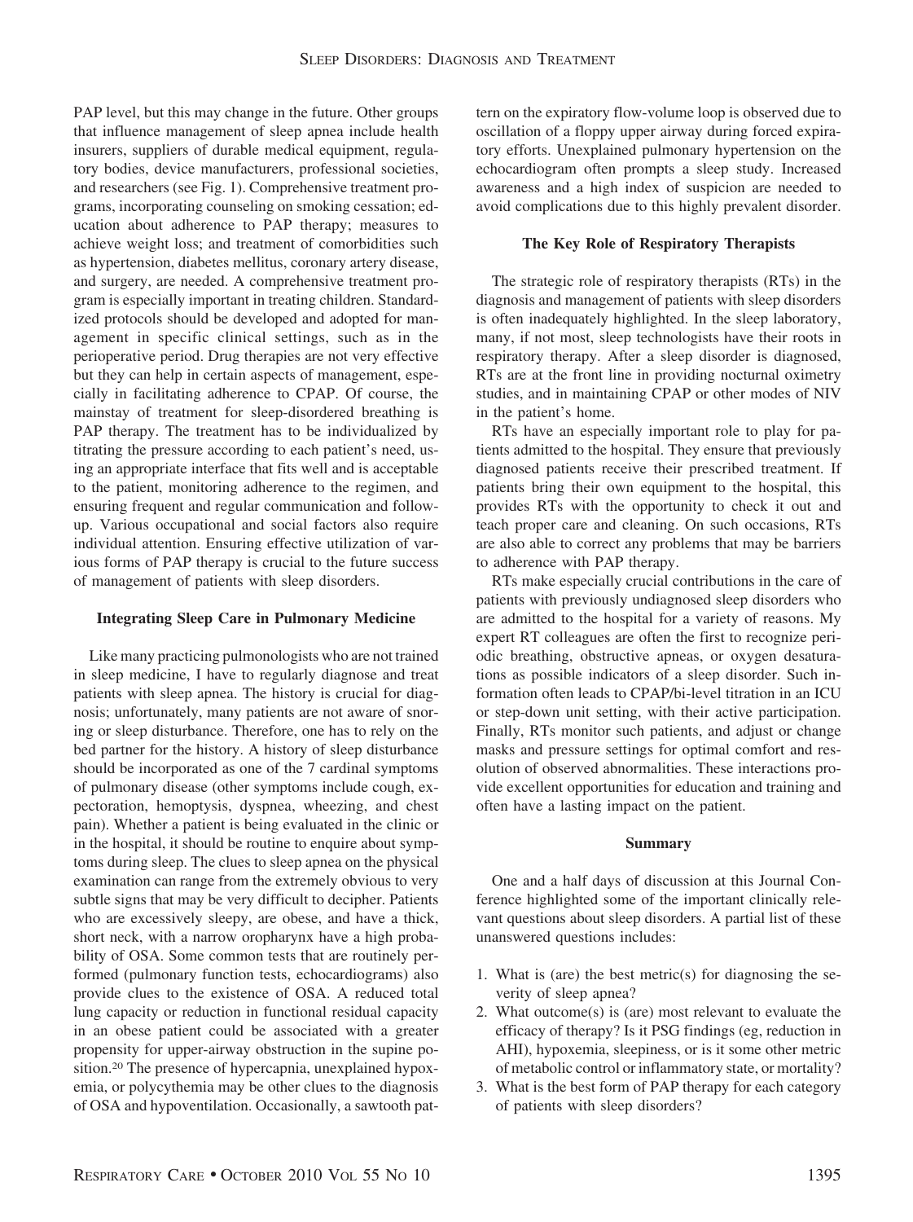PAP level, but this may change in the future. Other groups that influence management of sleep apnea include health insurers, suppliers of durable medical equipment, regulatory bodies, device manufacturers, professional societies, and researchers (see Fig. 1). Comprehensive treatment programs, incorporating counseling on smoking cessation; education about adherence to PAP therapy; measures to achieve weight loss; and treatment of comorbidities such as hypertension, diabetes mellitus, coronary artery disease, and surgery, are needed. A comprehensive treatment program is especially important in treating children. Standardized protocols should be developed and adopted for management in specific clinical settings, such as in the perioperative period. Drug therapies are not very effective but they can help in certain aspects of management, especially in facilitating adherence to CPAP. Of course, the mainstay of treatment for sleep-disordered breathing is PAP therapy. The treatment has to be individualized by titrating the pressure according to each patient's need, using an appropriate interface that fits well and is acceptable to the patient, monitoring adherence to the regimen, and ensuring frequent and regular communication and follow-up. Various occupational and social factors also require individual attention. Ensuring effective utilization of various forms of PAP therapy is crucial to the future success of management of patients with sleep disorders.

### Integrating Sleep Care in Pulmonary Medicine

Like many practicing pulmonologists who are not trained in sleep medicine, I have to regularly diagnose and treat patients with sleep apnea. The history is crucial for diagnosis; unfortunately, many patients are not aware of snoring or sleep disturbance. Therefore, one has to rely on the bed partner for the history. A history of sleep disturbance should be incorporated as one of the 7 cardinal symptoms of pulmonary disease (other symptoms include cough, expectoration, hemoptysis, dyspnea, wheezing, and chest pain). Whether a patient is being evaluated in the clinic or in the hospital, it should be routine to enquire about symptoms during sleep. The clues to sleep apnea on the physical examination can range from the extremely obvious to very subtle signs that may be very difficult to decipher. Patients who are excessively sleepy, are obese, and have a thick, short neck, with a narrow oropharynx have a high probability of OSA. Some common tests that are routinely performed (pulmonary function tests, echocardiograms) also provide clues to the existence of OSA. A reduced total lung capacity or reduction in functional residual capacity in an obese patient could be associated with a greater propensity for upper-airway obstruction in the supine position.[20] The presence of hypercapnia, unexplained hypoxemia, or polycythemia may be other clues to the diagnosis of OSA and hypoventilation. Occasionally, a sawtooth pattern on the expiratory flow-volume loop is observed due to oscillation of a floppy upper airway during forced expiratory efforts. Unexplained pulmonary hypertension on the echocardiogram often prompts a sleep study. Increased awareness and a high index of suspicion are needed to avoid complications due to this highly prevalent disorder.

### The Key Role of Respiratory Therapists

The strategic role of respiratory therapists (RTs) in the diagnosis and management of patients with sleep disorders is often inadequately highlighted. In the sleep laboratory, many, if not most, sleep technologists have their roots in respiratory therapy. After a sleep disorder is diagnosed, RTs are at the front line in providing nocturnal oximetry studies, and in maintaining CPAP or other modes of NIV in the patient's home.

RTs have an especially important role to play for patients admitted to the hospital. They ensure that previously diagnosed patients receive their prescribed treatment. If patients bring their own equipment to the hospital, this provides RTs with the opportunity to check it out and teach proper care and cleaning. On such occasions, RTs are also able to correct any problems that may be barriers to adherence with PAP therapy.

RTs make especially crucial contributions in the care of patients with previously undiagnosed sleep disorders who are admitted to the hospital for a variety of reasons. My expert RT colleagues are often the first to recognize periodic breathing, obstructive apneas, or oxygen desaturations as possible indicators of a sleep disorder. Such information often leads to CPAP/bi-level titration in an ICU or step-down unit setting, with their active participation. Finally, RTs monitor such patients, and adjust or change masks and pressure settings for optimal comfort and resolution of observed abnormalities. These interactions provide excellent opportunities for education and training and often have a lasting impact on the patient.

### Summary

One and a half days of discussion at this Journal Conference highlighted some of the important clinically relevant questions about sleep disorders. A partial list of these unanswered questions includes:

1. What is (are) the best metric(s) for diagnosing the severity of sleep apnea?
2. What outcome(s) is (are) most relevant to evaluate the efficacy of therapy? Is it PSG findings (eg, reduction in AHI), hypoxemia, sleepiness, or is it some other metric of metabolic control or inflammatory state, or mortality?
3. What is the best form of PAP therapy for each category of patients with sleep disorders?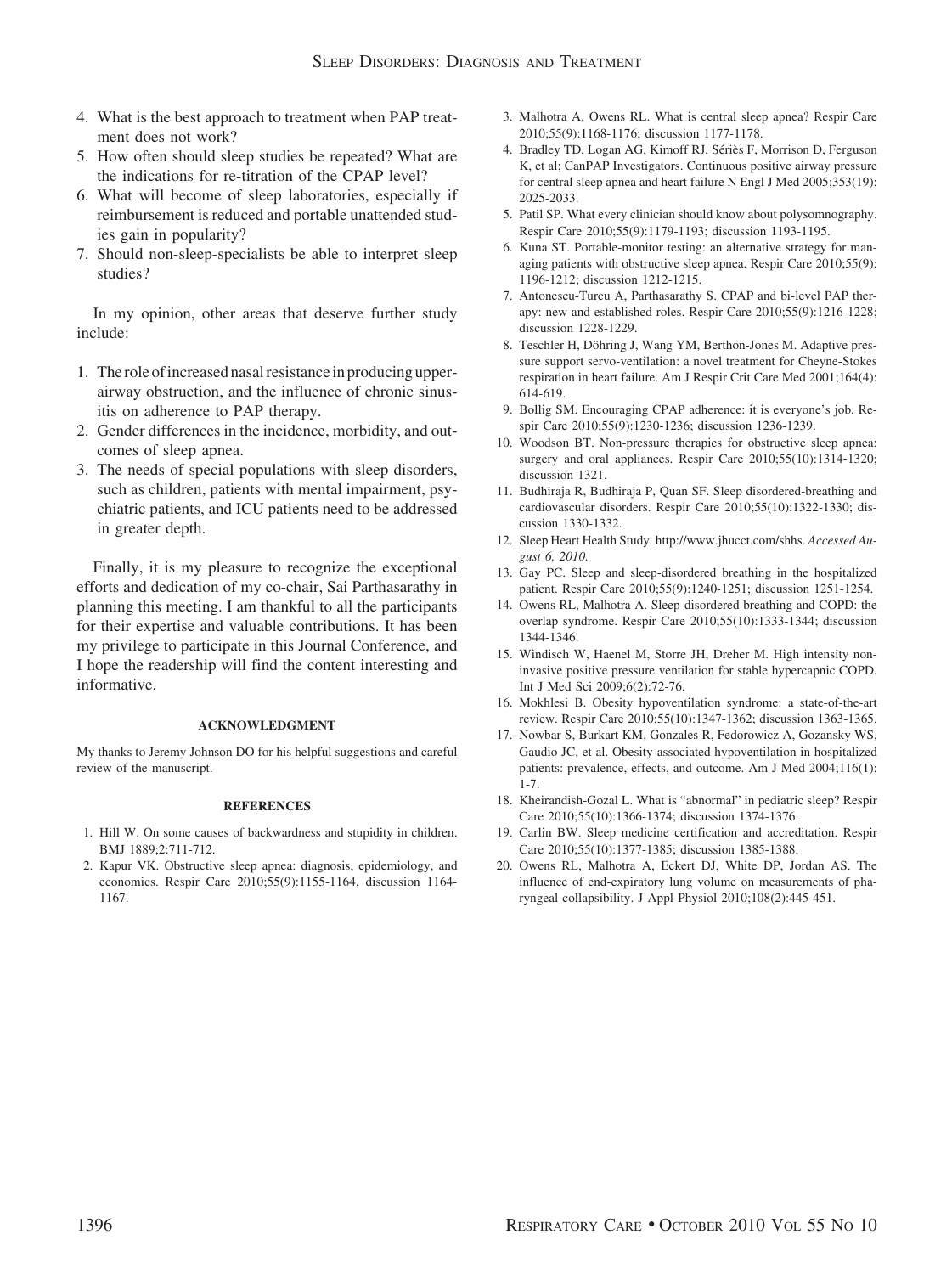4. What is the best approach to treatment when PAP treatment does not work?
5. How often should sleep studies be repeated? What are the indications for re-titration of the CPAP level?
6. What will become of sleep laboratories, especially if reimbursement is reduced and portable unattended studies gain in popularity?
7. Should non-sleep-specialists be able to interpret sleep studies?

In my opinion, other areas that deserve further study include:

1. The role of increased nasal resistance in producing upper-airway obstruction, and the influence of chronic sinusitis on adherence to PAP therapy.
2. Gender differences in the incidence, morbidity, and outcomes of sleep apnea.
3. The needs of special populations with sleep disorders, such as children, patients with mental impairment, psychiatric patients, and ICU patients need to be addressed in greater depth.

Finally, it is my pleasure to recognize the exceptional efforts and dedication of my co-chair, Sai Parthasarathy in planning this meeting. I am thankful to all the participants for their expertise and valuable contributions. It has been my privilege to participate in this Journal Conference, and I hope the readership will find the content interesting and informative.

#### ACKNOWLEDGMENT

My thanks to Jeremy Johnson DO for his helpful suggestions and careful review of the manuscript.

#### REFERENCES

1. Hill W. On some causes of backwardness and stupidity in children. BMJ 1889;2:711-712.
2. Kapur VK. Obstructive sleep apnea: diagnosis, epidemiology, and economics. Respir Care 2010;55(9):1155-1164, discussion 1164-1167.
3. Malhotra A, Owens RL. What is central sleep apnea? Respir Care 2010;55(9):1168-1176; discussion 1177-1178.
4. Bradley TD, Logan AG, Kimoff RJ, Sériès F, Morrison D, Ferguson K, et al; CanPAP Investigators. Continuous positive airway pressure for central sleep apnea and heart failure N Engl J Med 2005;353(19): 2025-2033.
5. Patil SP. What every clinician should know about polysomnography. Respir Care 2010;55(9):1179-1193; discussion 1193-1195.
6. Kuna ST. Portable-monitor testing: an alternative strategy for managing patients with obstructive sleep apnea. Respir Care 2010;55(9): 1196-1212; discussion 1212-1215.
7. Antonescu-Turcu A, Parthasarathy S. CPAP and bi-level PAP therapy: new and established roles. Respir Care 2010;55(9):1216-1228; discussion 1228-1229.
8. Teschler H, Döhring J, Wang YM, Berthon-Jones M. Adaptive pressure support servo-ventilation: a novel treatment for Cheyne-Stokes respiration in heart failure. Am J Respir Crit Care Med 2001;164(4): 614-619.
9. Bollig SM. Encouraging CPAP adherence: it is everyone's job. Respir Care 2010;55(9):1230-1236; discussion 1236-1239.
10. Woodson BT. Non-pressure therapies for obstructive sleep apnea: surgery and oral appliances. Respir Care 2010;55(10):1314-1320; discussion 1321.
11. Budhiraja R, Budhiraja P, Quan SF. Sleep disordered-breathing and cardiovascular disorders. Respir Care 2010;55(10):1322-1330; discussion 1330-1332.
12. Sleep Heart Health Study. http://www.jhucct.com/shhs. *Accessed August 6, 2010.*
13. Gay PC. Sleep and sleep-disordered breathing in the hospitalized patient. Respir Care 2010;55(9):1240-1251; discussion 1251-1254.
14. Owens RL, Malhotra A. Sleep-disordered breathing and COPD: the overlap syndrome. Respir Care 2010;55(10):1333-1344; discussion 1344-1346.
15. Windisch W, Haenel M, Storre JH, Dreher M. High intensity non-invasive positive pressure ventilation for stable hypercapnic COPD. Int J Med Sci 2009;6(2):72-76.
16. Mokhlesi B. Obesity hypoventilation syndrome: a state-of-the-art review. Respir Care 2010;55(10):1347-1362; discussion 1363-1365.
17. Nowbar S, Burkart KM, Gonzales R, Fedorowicz A, Gozansky WS, Gaudio JC, et al. Obesity-associated hypoventilation in hospitalized patients: prevalence, effects, and outcome. Am J Med 2004;116(1): 1-7.
18. Kheirandish-Gozal L. What is "abnormal" in pediatric sleep? Respir Care 2010;55(10):1366-1374; discussion 1374-1376.
19. Carlin BW. Sleep medicine certification and accreditation. Respir Care 2010;55(10):1377-1385; discussion 1385-1388.
20. Owens RL, Malhotra A, Eckert DJ, White DP, Jordan AS. The influence of end-expiratory lung volume on measurements of pharyngeal collapsibility. J Appl Physiol 2010;108(2):445-451.